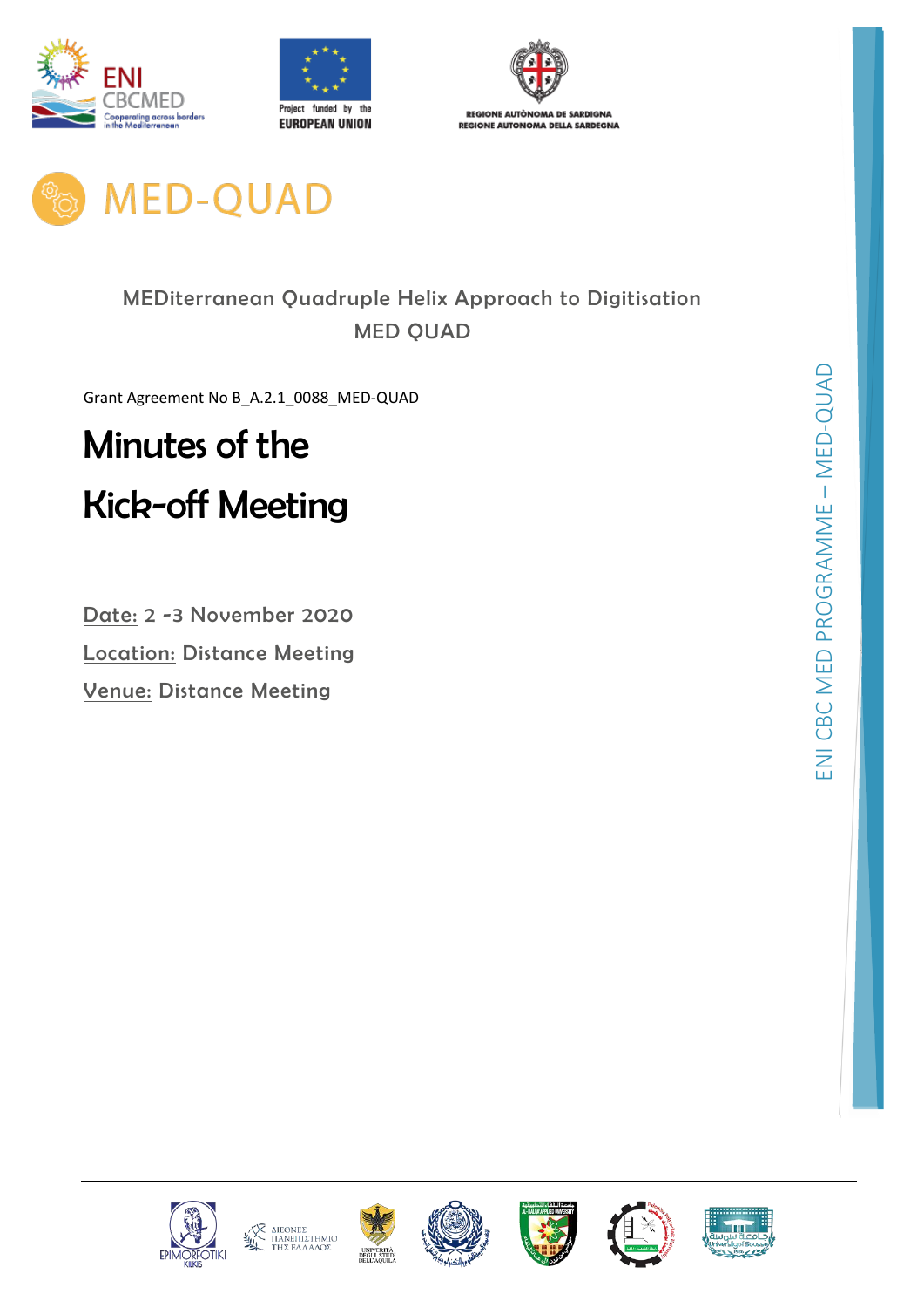# MED-QUAD

MEDiterranean Quadruple Helix Approach to Digitisation
MED QUAD

Grant Agreement No B_A.2.1_0088_MED-QUAD

# Minutes of the Kick-off Meeting

Date: 2 -3 November 2020

Location: Distance Meeting

Venue: Distance Meeting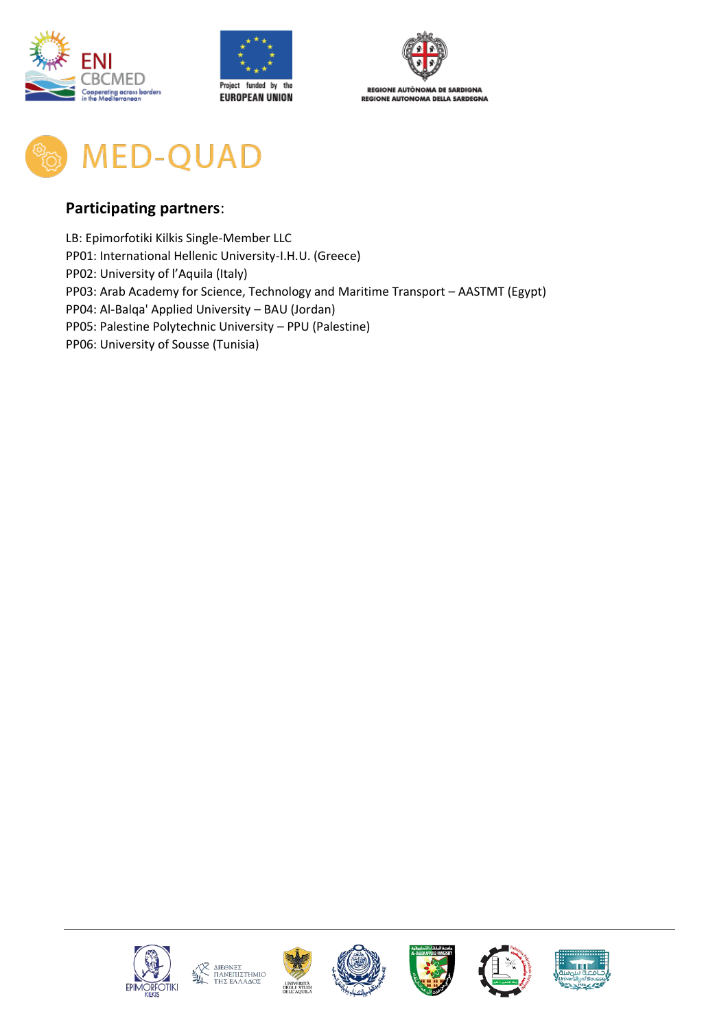# MED-QUAD

## Participating partners:

LB: Epimorfotiki Kilkis Single-Member LLC
PP01: International Hellenic University-I.H.U. (Greece)
PP02: University of l'Aquila (Italy)
PP03: Arab Academy for Science, Technology and Maritime Transport – AASTMT (Egypt)
PP04: Al-Balqa' Applied University – BAU (Jordan)
PP05: Palestine Polytechnic University – PPU (Palestine)
PP06: University of Sousse (Tunisia)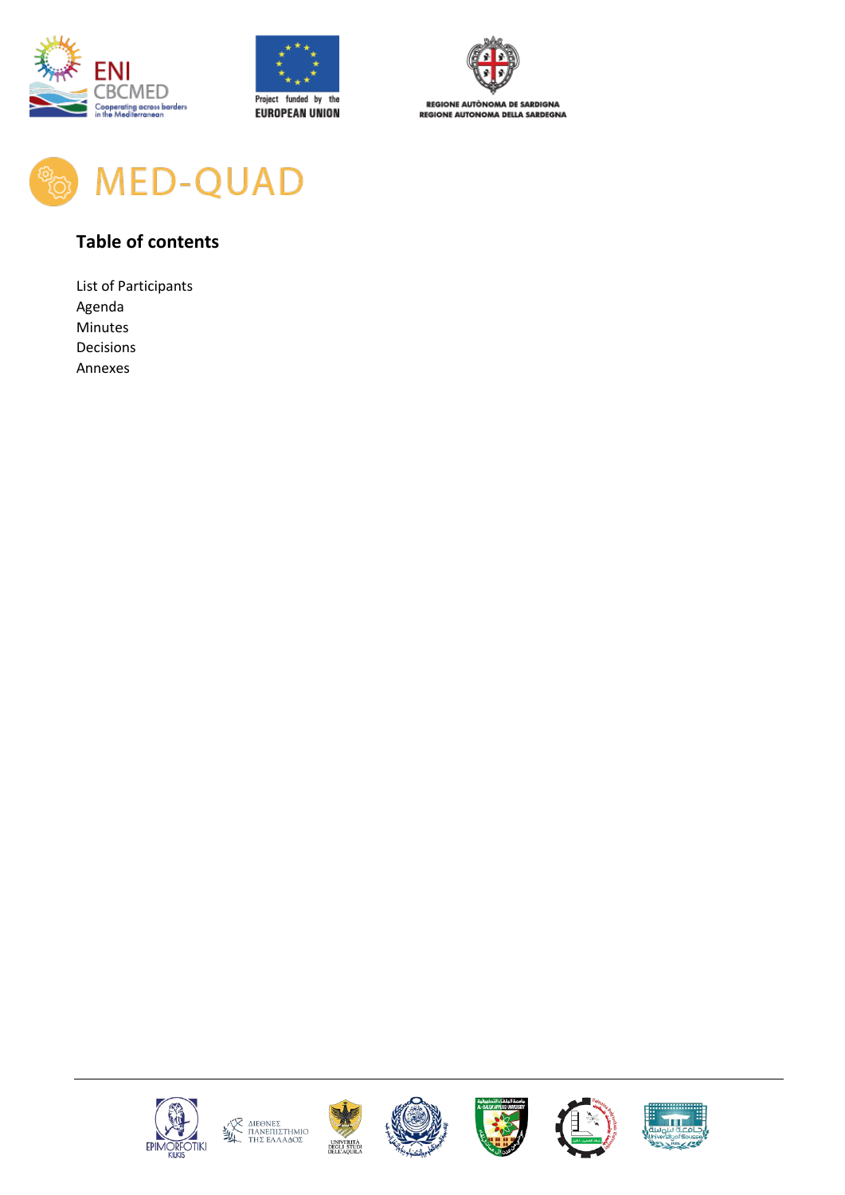## Table of contents

List of Participants
Agenda
Minutes
Decisions
Annexes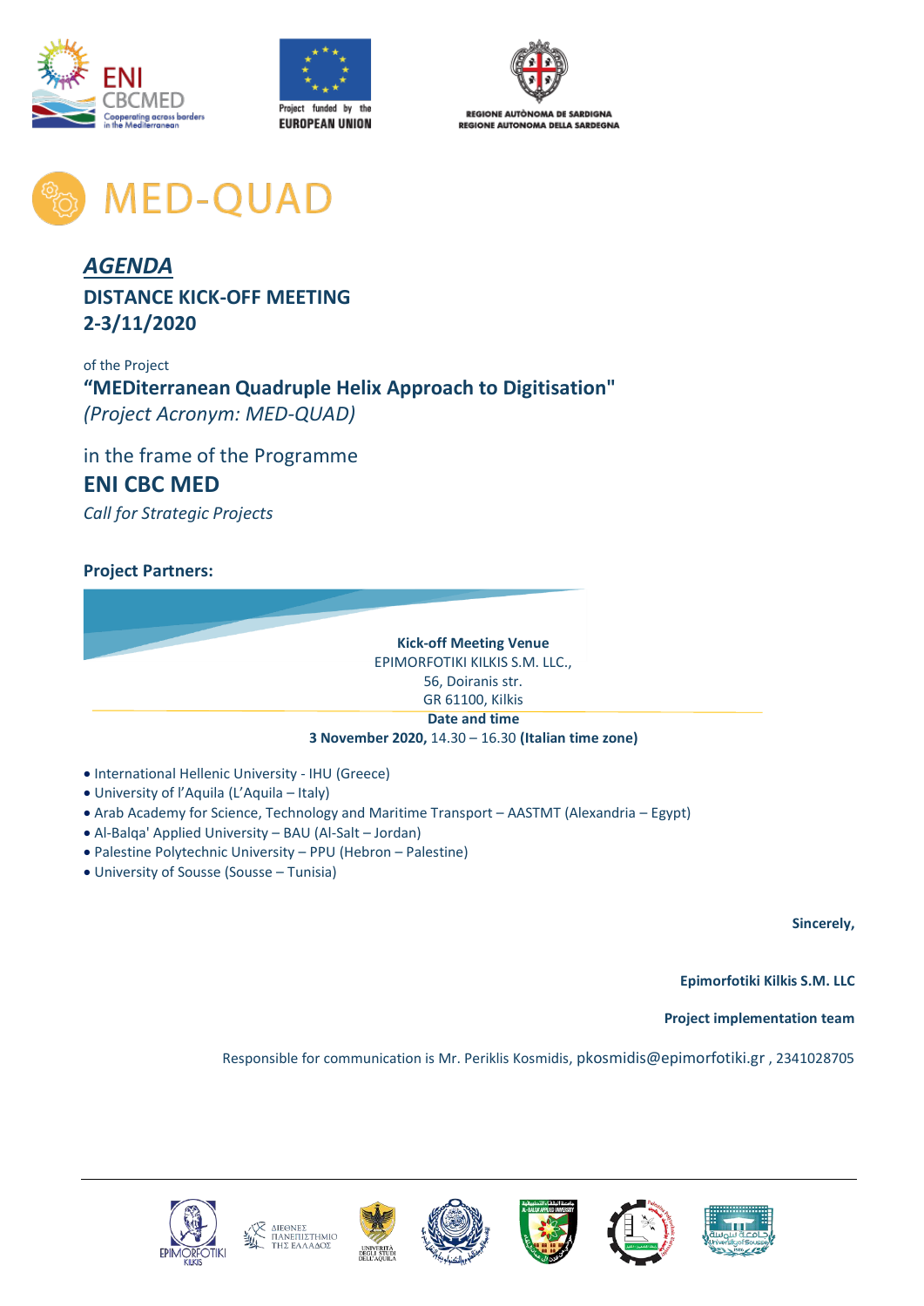# MED-QUAD

## *AGENDA*

## DISTANCE KICK-OFF MEETING
## 2-3/11/2020

of the Project

**"MEDiterranean Quadruple Helix Approach to Digitisation"**
*(Project Acronym: MED-QUAD)*

in the frame of the Programme

**ENI CBC MED**

*Call for Strategic Projects*

**Project Partners:**

**Kick-off Meeting Venue**
EPIMORFOTIKI KILKIS S.M. LLC.,
56, Doiranis str.
GR 61100, Kilkis

**Date and time**
**3 November 2020,** 14.30 – 16.30 **(Italian time zone)**

- International Hellenic University - IHU (Greece)
- University of l'Aquila (L'Aquila – Italy)
- Arab Academy for Science, Technology and Maritime Transport – AASTMT (Alexandria – Egypt)
- Al-Balqa' Applied University – BAU (Al-Salt – Jordan)
- Palestine Polytechnic University – PPU (Hebron – Palestine)
- University of Sousse (Sousse – Tunisia)

**Sincerely,**

**Epimorfotiki Kilkis S.M. LLC**

**Project implementation team**

Responsible for communication is Mr. Periklis Kosmidis, pkosmidis@epimorfotiki.gr , 2341028705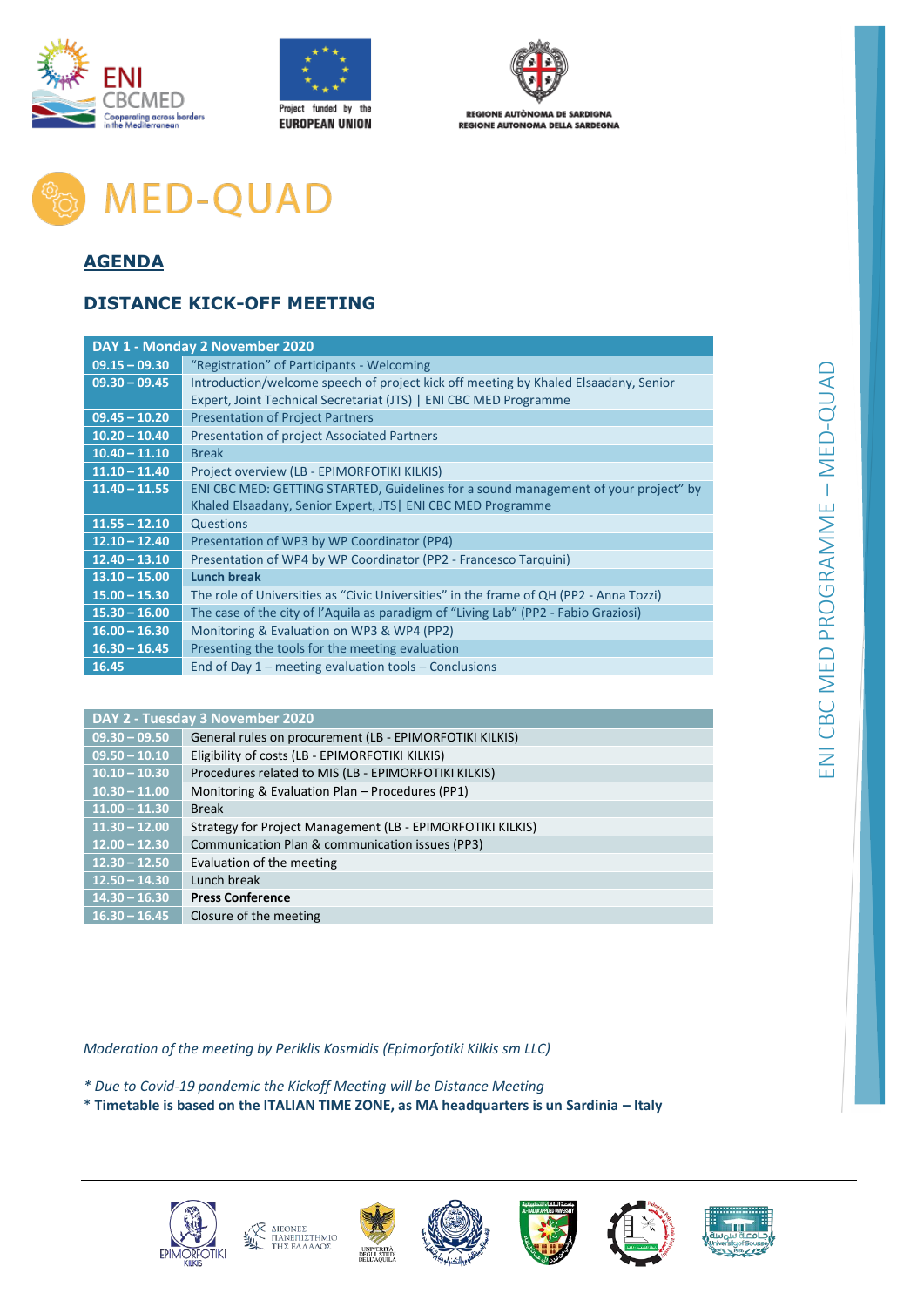# MED-QUAD

## AGENDA

## DISTANCE KICK-OFF MEETING

| DAY 1 - Monday 2 November 2020 | |
|---|---|
| 09.15 – 09.30 | "Registration" of Participants - Welcoming |
| 09.30 – 09.45 | Introduction/welcome speech of project kick off meeting by Khaled Elsaadany, Senior Expert, Joint Technical Secretariat (JTS) \| ENI CBC MED Programme |
| 09.45 – 10.20 | Presentation of Project Partners |
| 10.20 – 10.40 | Presentation of project Associated Partners |
| 10.40 – 11.10 | Break |
| 11.10 – 11.40 | Project overview (LB - EPIMORFOTIKI KILKIS) |
| 11.40 – 11.55 | ENI CBC MED: GETTING STARTED, Guidelines for a sound management of your project" by Khaled Elsaadany, Senior Expert, JTS\| ENI CBC MED Programme |
| 11.55 – 12.10 | Questions |
| 12.10 – 12.40 | Presentation of WP3 by WP Coordinator (PP4) |
| 12.40 – 13.10 | Presentation of WP4 by WP Coordinator (PP2 - Francesco Tarquini) |
| 13.10 – 15.00 | **Lunch break** |
| 15.00 – 15.30 | The role of Universities as "Civic Universities" in the frame of QH (PP2 - Anna Tozzi) |
| 15.30 – 16.00 | The case of the city of l'Aquila as paradigm of "Living Lab" (PP2 - Fabio Graziosi) |
| 16.00 – 16.30 | Monitoring & Evaluation on WP3 & WP4 (PP2) |
| 16.30 – 16.45 | Presenting the tools for the meeting evaluation |
| 16.45 | End of Day 1 – meeting evaluation tools – Conclusions |

| DAY 2 - Tuesday 3 November 2020 | |
|---|---|
| 09.30 – 09.50 | General rules on procurement (LB - EPIMORFOTIKI KILKIS) |
| 09.50 – 10.10 | Eligibility of costs (LB - EPIMORFOTIKI KILKIS) |
| 10.10 – 10.30 | Procedures related to MIS (LB - EPIMORFOTIKI KILKIS) |
| 10.30 – 11.00 | Monitoring & Evaluation Plan – Procedures (PP1) |
| 11.00 – 11.30 | Break |
| 11.30 – 12.00 | Strategy for Project Management (LB - EPIMORFOTIKI KILKIS) |
| 12.00 – 12.30 | Communication Plan & communication issues (PP3) |
| 12.30 – 12.50 | Evaluation of the meeting |
| 12.50 – 14.30 | Lunch break |
| 14.30 – 16.30 | **Press Conference** |
| 16.30 – 16.45 | Closure of the meeting |

*Moderation of the meeting by Periklis Kosmidis (Epimorfotiki Kilkis sm LLC)*

*\* Due to Covid-19 pandemic the Kickoff Meeting will be Distance Meeting*

\* **Timetable is based on the ITALIAN TIME ZONE, as MA headquarters is un Sardinia – Italy**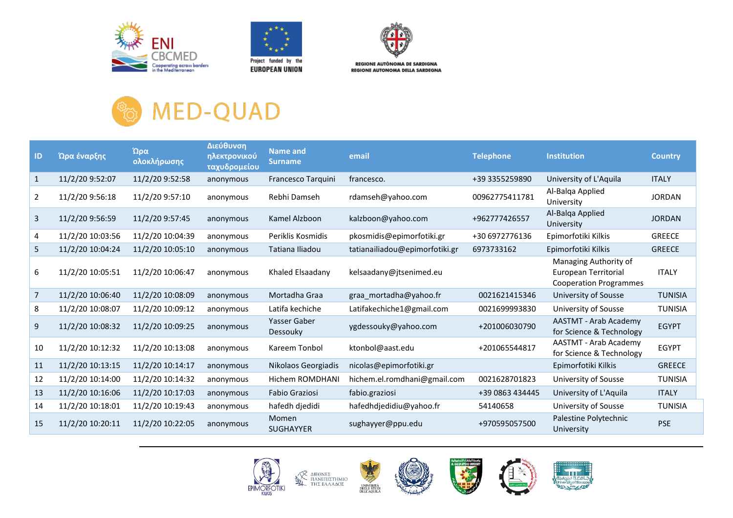# MED-QUAD

| ID | Ώρα έναρξης | Ώρα ολοκλήρωσης | Διεύθυνση ηλεκτρονικού ταχυδρομείου | Name and Surname | email | Telephone | Institution | Country |
|---|---|---|---|---|---|---|---|---|
| 1 | 11/2/20 9:52:07 | 11/2/20 9:52:58 | anonymous | Francesco Tarquini | francesco. | +39 3355259890 | University of L'Aquila | ITALY |
| 2 | 11/2/20 9:56:18 | 11/2/20 9:57:10 | anonymous | Rebhi Damseh | rdamseh@yahoo.com | 00962775411781 | Al-Balqa Applied University | JORDAN |
| 3 | 11/2/20 9:56:59 | 11/2/20 9:57:45 | anonymous | Kamel Alzboon | kalzboon@yahoo.com | +962777426557 | Al-Balqa Applied University | JORDAN |
| 4 | 11/2/20 10:03:56 | 11/2/20 10:04:39 | anonymous | Periklis Kosmidis | pkosmidis@epimorfotiki.gr | +30 6972776136 | Epimorfotiki Kilkis | GREECE |
| 5 | 11/2/20 10:04:24 | 11/2/20 10:05:10 | anonymous | Tatiana Iliadou | tatianailiadou@epimorfotiki.gr | 6973733162 | Epimorfotiki Kilkis | GREECE |
| 6 | 11/2/20 10:05:51 | 11/2/20 10:06:47 | anonymous | Khaled Elsaadany | kelsaadany@jtsenimed.eu | | Managing Authority of European Territorial Cooperation Programmes | ITALY |
| 7 | 11/2/20 10:06:40 | 11/2/20 10:08:09 | anonymous | Mortadha Graa | graa_mortadha@yahoo.fr | 0021621415346 | University of Sousse | TUNISIA |
| 8 | 11/2/20 10:08:07 | 11/2/20 10:09:12 | anonymous | Latifa kechiche | Latifakechiche1@gmail.com | 0021699993830 | University of Sousse | TUNISIA |
| 9 | 11/2/20 10:08:32 | 11/2/20 10:09:25 | anonymous | Yasser Gaber Dessouky | ygdessouky@yahoo.com | +201006030790 | AASTMT - Arab Academy for Science & Technology | EGYPT |
| 10 | 11/2/20 10:12:32 | 11/2/20 10:13:08 | anonymous | Kareem Tonbol | ktonbol@aast.edu | +201065544817 | AASTMT - Arab Academy for Science & Technology | EGYPT |
| 11 | 11/2/20 10:13:15 | 11/2/20 10:14:17 | anonymous | Nikolaos Georgiadis | nicolas@epimorfotiki.gr | | Epimorfotiki Kilkis | GREECE |
| 12 | 11/2/20 10:14:00 | 11/2/20 10:14:32 | anonymous | Hichem ROMDHANI | hichem.el.romdhani@gmail.com | 0021628701823 | University of Sousse | TUNISIA |
| 13 | 11/2/20 10:16:06 | 11/2/20 10:17:03 | anonymous | Fabio Graziosi | fabio.graziosi | +39 0863 434445 | University of L'Aquila | ITALY |
| 14 | 11/2/20 10:18:01 | 11/2/20 10:19:43 | anonymous | hafedh djedidi | hafedhdjedidiu@yahoo.fr | 54140658 | University of Sousse | TUNISIA |
| 15 | 11/2/20 10:20:11 | 11/2/20 10:22:05 | anonymous | Momen SUGHAYYER | sughayyer@ppu.edu | +970595057500 | Palestine Polytechnic University | PSE |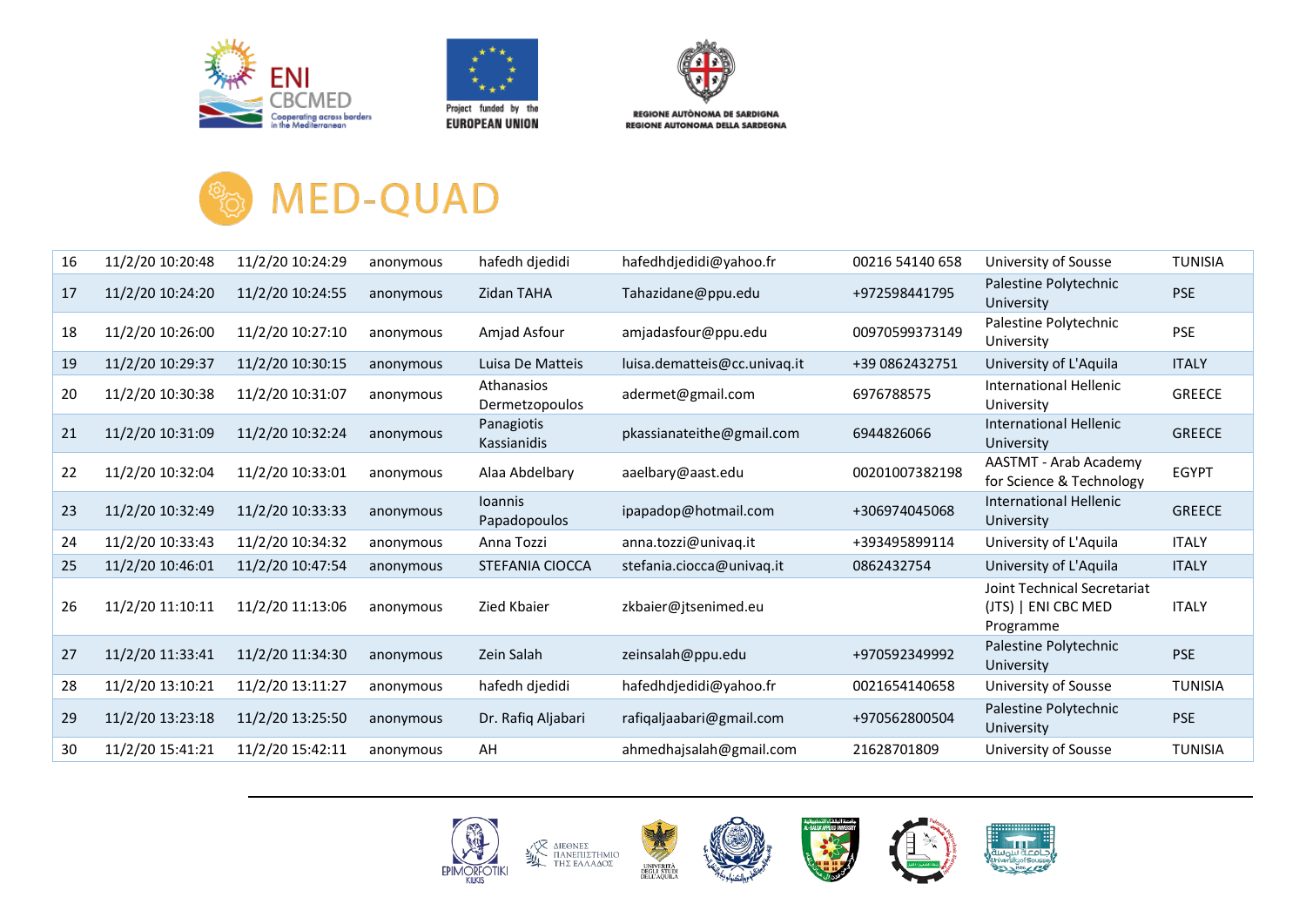# MED-QUAD

| | | | | | | | | |
|---|---|---|---|---|---|---|---|---|
| 16 | 11/2/20 10:20:48 | 11/2/20 10:24:29 | anonymous | hafedh djedidi | hafedhdjedidi@yahoo.fr | 00216 54140 658 | University of Sousse | TUNISIA |
| 17 | 11/2/20 10:24:20 | 11/2/20 10:24:55 | anonymous | Zidan TAHA | Tahazidane@ppu.edu | +972598441795 | Palestine Polytechnic University | PSE |
| 18 | 11/2/20 10:26:00 | 11/2/20 10:27:10 | anonymous | Amjad Asfour | amjadasfour@ppu.edu | 00970599373149 | Palestine Polytechnic University | PSE |
| 19 | 11/2/20 10:29:37 | 11/2/20 10:30:15 | anonymous | Luisa De Matteis | luisa.dematteis@cc.univaq.it | +39 0862432751 | University of L'Aquila | ITALY |
| 20 | 11/2/20 10:30:38 | 11/2/20 10:31:07 | anonymous | Athanasios Dermetzopoulos | adermet@gmail.com | 6976788575 | International Hellenic University | GREECE |
| 21 | 11/2/20 10:31:09 | 11/2/20 10:32:24 | anonymous | Panagiotis Kassianidis | pkassianateithe@gmail.com | 6944826066 | International Hellenic University | GREECE |
| 22 | 11/2/20 10:32:04 | 11/2/20 10:33:01 | anonymous | Alaa Abdelbary | aaelbary@aast.edu | 00201007382198 | AASTMT - Arab Academy for Science & Technology | EGYPT |
| 23 | 11/2/20 10:32:49 | 11/2/20 10:33:33 | anonymous | Ioannis Papadopoulos | ipapadop@hotmail.com | +306974045068 | International Hellenic University | GREECE |
| 24 | 11/2/20 10:33:43 | 11/2/20 10:34:32 | anonymous | Anna Tozzi | anna.tozzi@univaq.it | +393495899114 | University of L'Aquila | ITALY |
| 25 | 11/2/20 10:46:01 | 11/2/20 10:47:54 | anonymous | STEFANIA CIOCCA | stefania.ciocca@univaq.it | 0862432754 | University of L'Aquila | ITALY |
| 26 | 11/2/20 11:10:11 | 11/2/20 11:13:06 | anonymous | Zied Kbaier | zkbaier@jtsenimed.eu | | Joint Technical Secretariat (JTS) \| ENI CBC MED Programme | ITALY |
| 27 | 11/2/20 11:33:41 | 11/2/20 11:34:30 | anonymous | Zein Salah | zeinsalah@ppu.edu | +970592349992 | Palestine Polytechnic University | PSE |
| 28 | 11/2/20 13:10:21 | 11/2/20 13:11:27 | anonymous | hafedh djedidi | hafedhdjedidi@yahoo.fr | 0021654140658 | University of Sousse | TUNISIA |
| 29 | 11/2/20 13:23:18 | 11/2/20 13:25:50 | anonymous | Dr. Rafiq Aljabari | rafiqaljaabari@gmail.com | +970562800504 | Palestine Polytechnic University | PSE |
| 30 | 11/2/20 15:41:21 | 11/2/20 15:42:11 | anonymous | AH | ahmedhajsalah@gmail.com | 21628701809 | University of Sousse | TUNISIA |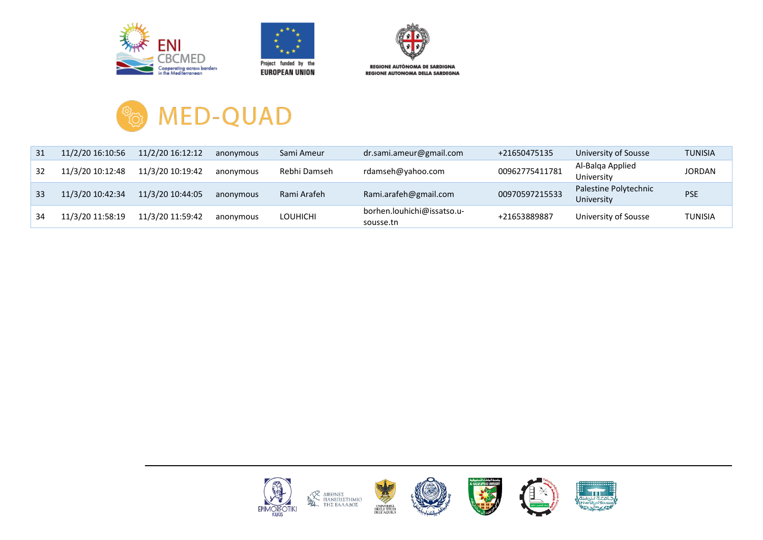# MED-QUAD

| | | | | | | | | |
|---|---|---|---|---|---|---|---|---|
| 31 | 11/2/20 16:10:56 | 11/2/20 16:12:12 | anonymous | Sami Ameur | dr.sami.ameur@gmail.com | +21650475135 | University of Sousse | TUNISIA |
| 32 | 11/3/20 10:12:48 | 11/3/20 10:19:42 | anonymous | Rebhi Damseh | rdamseh@yahoo.com | 00962775411781 | Al-Balqa Applied University | JORDAN |
| 33 | 11/3/20 10:42:34 | 11/3/20 10:44:05 | anonymous | Rami Arafeh | Rami.arafeh@gmail.com | 00970597215533 | Palestine Polytechnic University | PSE |
| 34 | 11/3/20 11:58:19 | 11/3/20 11:59:42 | anonymous | LOUHICHI | borhen.louhichi@issatso.u-sousse.tn | +21653889887 | University of Sousse | TUNISIA |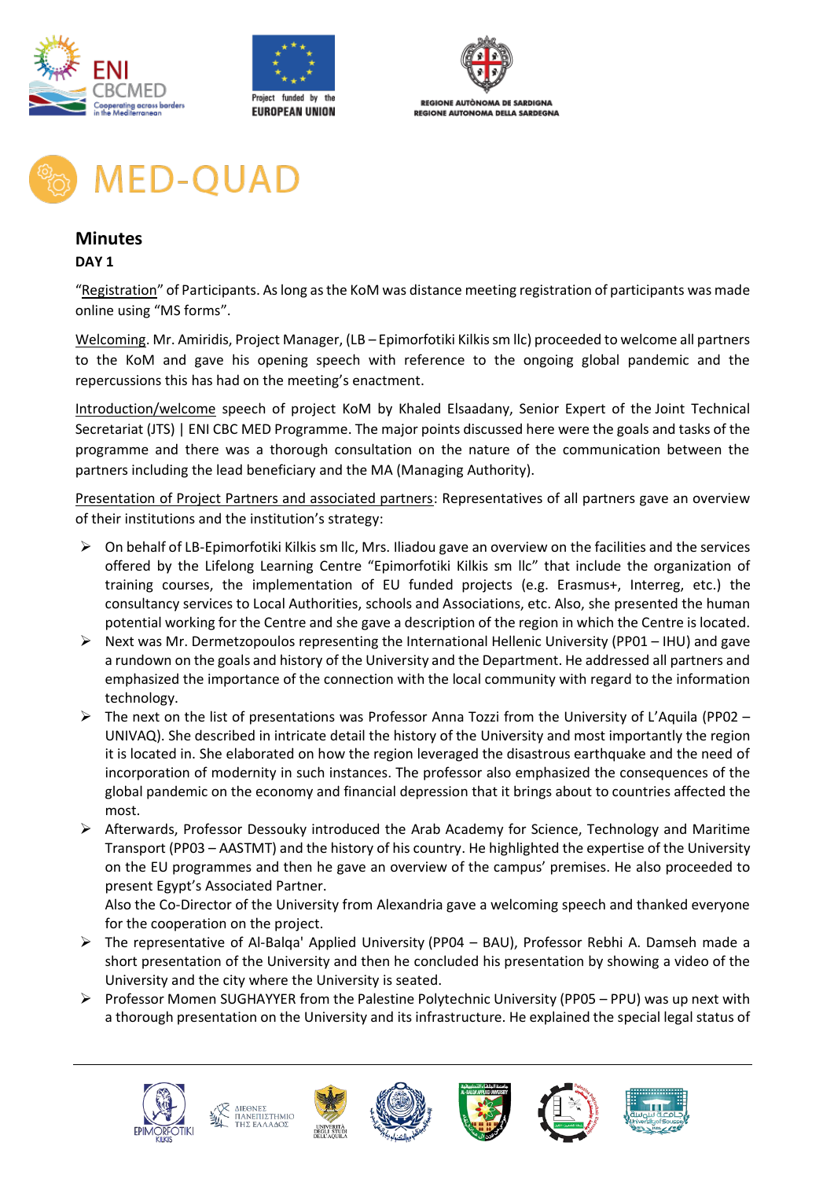# MED-QUAD

## Minutes

**DAY 1**

"Registration" of Participants. As long as the KoM was distance meeting registration of participants was made online using "MS forms".

Welcoming. Mr. Amiridis, Project Manager, (LB – Epimorfotiki Kilkis sm llc) proceeded to welcome all partners to the KoM and gave his opening speech with reference to the ongoing global pandemic and the repercussions this has had on the meeting's enactment.

Introduction/welcome speech of project KoM by Khaled Elsaadany, Senior Expert of the Joint Technical Secretariat (JTS) | ENI CBC MED Programme. The major points discussed here were the goals and tasks of the programme and there was a thorough consultation on the nature of the communication between the partners including the lead beneficiary and the MA (Managing Authority).

Presentation of Project Partners and associated partners: Representatives of all partners gave an overview of their institutions and the institution's strategy:

- On behalf of LB-Epimorfotiki Kilkis sm llc, Mrs. Iliadou gave an overview on the facilities and the services offered by the Lifelong Learning Centre "Epimorfotiki Kilkis sm llc" that include the organization of training courses, the implementation of EU funded projects (e.g. Erasmus+, Interreg, etc.) the consultancy services to Local Authorities, schools and Associations, etc. Also, she presented the human potential working for the Centre and she gave a description of the region in which the Centre is located.
- Next was Mr. Dermetzopoulos representing the International Hellenic University (PP01 – IHU) and gave a rundown on the goals and history of the University and the Department. He addressed all partners and emphasized the importance of the connection with the local community with regard to the information technology.
- The next on the list of presentations was Professor Anna Tozzi from the University of L'Aquila (PP02 – UNIVAQ). She described in intricate detail the history of the University and most importantly the region it is located in. She elaborated on how the region leveraged the disastrous earthquake and the need of incorporation of modernity in such instances. The professor also emphasized the consequences of the global pandemic on the economy and financial depression that it brings about to countries affected the most.
- Afterwards, Professor Dessouky introduced the Arab Academy for Science, Technology and Maritime Transport (PP03 – AASTMT) and the history of his country. He highlighted the expertise of the University on the EU programmes and then he gave an overview of the campus' premises. He also proceeded to present Egypt's Associated Partner.
  Also the Co-Director of the University from Alexandria gave a welcoming speech and thanked everyone for the cooperation on the project.
- The representative of Al-Balqa' Applied University (PP04 – BAU), Professor Rebhi A. Damseh made a short presentation of the University and then he concluded his presentation by showing a video of the University and the city where the University is seated.
- Professor Momen SUGHAYYER from the Palestine Polytechnic University (PP05 – PPU) was up next with a thorough presentation on the University and its infrastructure. He explained the special legal status of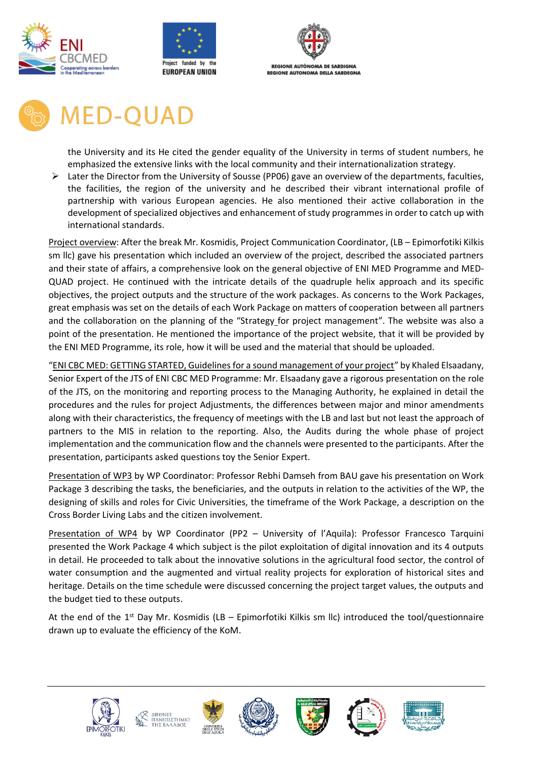the University and its He cited the gender equality of the University in terms of student numbers, he emphasized the extensive links with the local community and their internationalization strategy.

- Later the Director from the University of Sousse (PP06) gave an overview of the departments, faculties, the facilities, the region of the university and he described their vibrant international profile of partnership with various European agencies. He also mentioned their active collaboration in the development of specialized objectives and enhancement of study programmes in order to catch up with international standards.

Project overview: After the break Mr. Kosmidis, Project Communication Coordinator, (LB – Epimorfotiki Kilkis sm llc) gave his presentation which included an overview of the project, described the associated partners and their state of affairs, a comprehensive look on the general objective of ENI MED Programme and MED-QUAD project. He continued with the intricate details of the quadruple helix approach and its specific objectives, the project outputs and the structure of the work packages. As concerns to the Work Packages, great emphasis was set on the details of each Work Package on matters of cooperation between all partners and the collaboration on the planning of the "Strategy for project management". The website was also a point of the presentation. He mentioned the importance of the project website, that it will be provided by the ENI MED Programme, its role, how it will be used and the material that should be uploaded.

"ENI CBC MED: GETTING STARTED, Guidelines for a sound management of your project" by Khaled Elsaadany, Senior Expert of the JTS of ENI CBC MED Programme: Mr. Elsaadany gave a rigorous presentation on the role of the JTS, on the monitoring and reporting process to the Managing Authority, he explained in detail the procedures and the rules for project Adjustments, the differences between major and minor amendments along with their characteristics, the frequency of meetings with the LB and last but not least the approach of partners to the MIS in relation to the reporting. Also, the Audits during the whole phase of project implementation and the communication flow and the channels were presented to the participants. After the presentation, participants asked questions toy the Senior Expert.

Presentation of WP3 by WP Coordinator: Professor Rebhi Damseh from BAU gave his presentation on Work Package 3 describing the tasks, the beneficiaries, and the outputs in relation to the activities of the WP, the designing of skills and roles for Civic Universities, the timeframe of the Work Package, a description on the Cross Border Living Labs and the citizen involvement.

Presentation of WP4 by WP Coordinator (PP2 – University of l'Aquila): Professor Francesco Tarquini presented the Work Package 4 which subject is the pilot exploitation of digital innovation and its 4 outputs in detail. He proceeded to talk about the innovative solutions in the agricultural food sector, the control of water consumption and the augmented and virtual reality projects for exploration of historical sites and heritage. Details on the time schedule were discussed concerning the project target values, the outputs and the budget tied to these outputs.

At the end of the 1st Day Mr. Kosmidis (LB – Epimorfotiki Kilkis sm llc) introduced the tool/questionnaire drawn up to evaluate the efficiency of the KoM.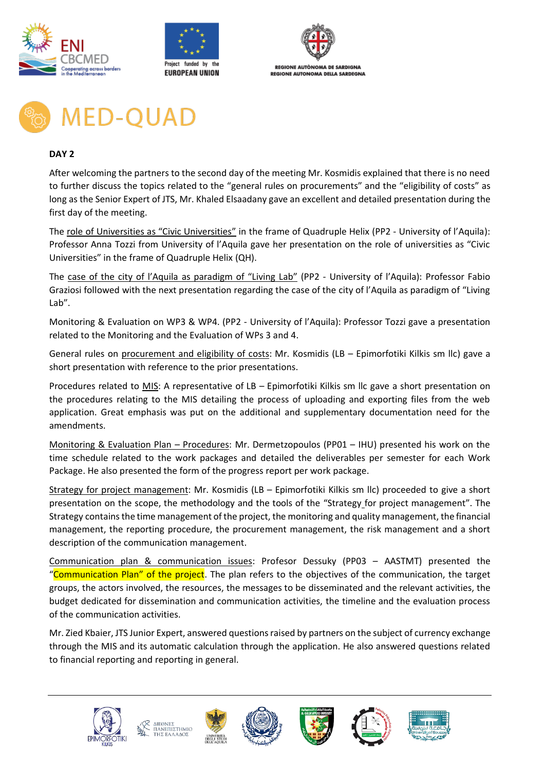# MED-QUAD

**DAY 2**

After welcoming the partners to the second day of the meeting Mr. Kosmidis explained that there is no need to further discuss the topics related to the "general rules on procurements" and the "eligibility of costs" as long as the Senior Expert of JTS, Mr. Khaled Elsaadany gave an excellent and detailed presentation during the first day of the meeting.

The role of Universities as "Civic Universities" in the frame of Quadruple Helix (PP2 - University of l'Aquila): Professor Anna Tozzi from University of l'Aquila gave her presentation on the role of universities as "Civic Universities" in the frame of Quadruple Helix (QH).

The case of the city of l'Aquila as paradigm of "Living Lab" (PP2 - University of l'Aquila): Professor Fabio Graziosi followed with the next presentation regarding the case of the city of l'Aquila as paradigm of "Living Lab".

Monitoring & Evaluation on WP3 & WP4. (PP2 - University of l'Aquila): Professor Tozzi gave a presentation related to the Monitoring and the Evaluation of WPs 3 and 4.

General rules on procurement and eligibility of costs: Mr. Kosmidis (LB – Epimorfotiki Kilkis sm llc) gave a short presentation with reference to the prior presentations.

Procedures related to MIS: A representative of LB – Epimorfotiki Kilkis sm llc gave a short presentation on the procedures relating to the MIS detailing the process of uploading and exporting files from the web application. Great emphasis was put on the additional and supplementary documentation need for the amendments.

Monitoring & Evaluation Plan – Procedures: Mr. Dermetzopoulos (PP01 – IHU) presented his work on the time schedule related to the work packages and detailed the deliverables per semester for each Work Package. He also presented the form of the progress report per work package.

Strategy for project management: Mr. Kosmidis (LB – Epimorfotiki Kilkis sm llc) proceeded to give a short presentation on the scope, the methodology and the tools of the "Strategy for project management". The Strategy contains the time management of the project, the monitoring and quality management, the financial management, the reporting procedure, the procurement management, the risk management and a short description of the communication management.

Communication plan & communication issues: Profesor Dessuky (PP03 – AASTMT) presented the "Communication Plan" of the project. The plan refers to the objectives of the communication, the target groups, the actors involved, the resources, the messages to be disseminated and the relevant activities, the budget dedicated for dissemination and communication activities, the timeline and the evaluation process of the communication activities.

Mr. Zied Kbaier, JTS Junior Expert, answered questions raised by partners on the subject of currency exchange through the MIS and its automatic calculation through the application. He also answered questions related to financial reporting and reporting in general.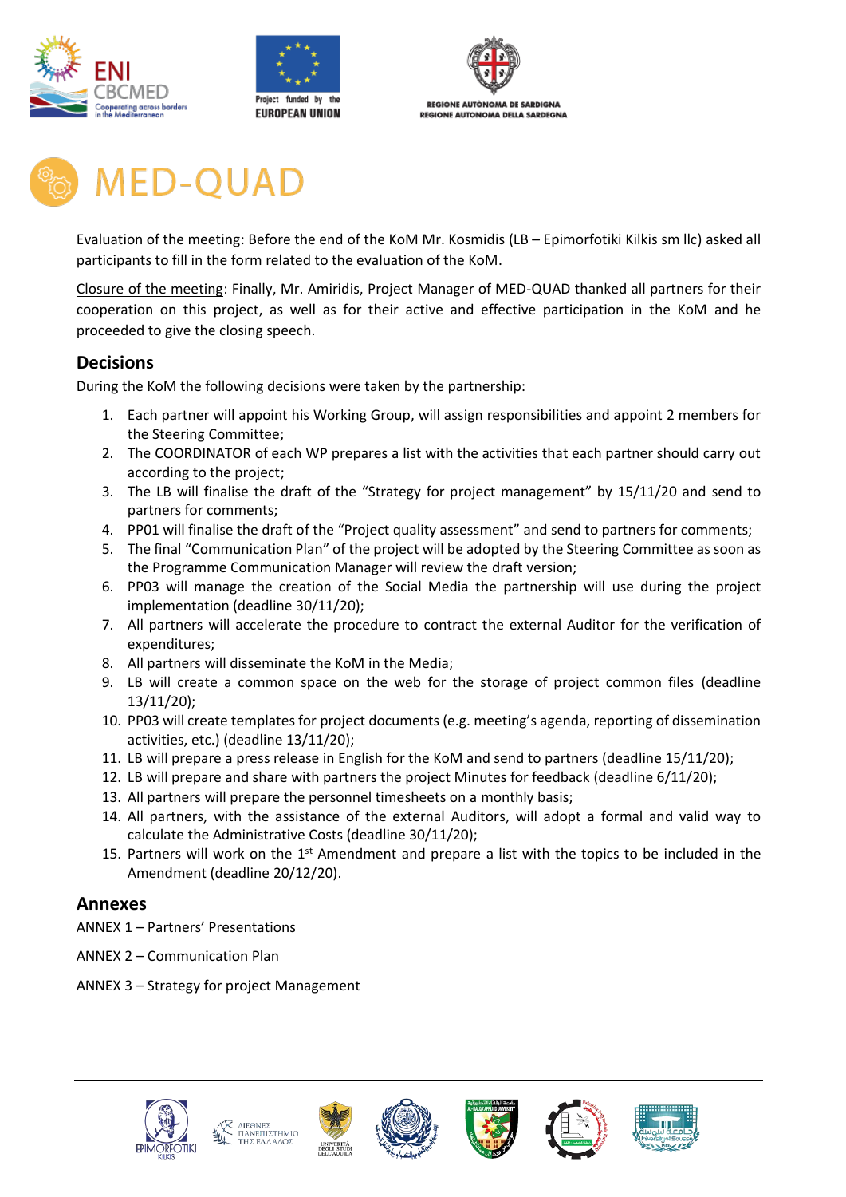Evaluation of the meeting: Before the end of the KoM Mr. Kosmidis (LB – Epimorfotiki Kilkis sm llc) asked all participants to fill in the form related to the evaluation of the KoM.

Closure of the meeting: Finally, Mr. Amiridis, Project Manager of MED-QUAD thanked all partners for their cooperation on this project, as well as for their active and effective participation in the KoM and he proceeded to give the closing speech.

## Decisions

During the KoM the following decisions were taken by the partnership:

1. Each partner will appoint his Working Group, will assign responsibilities and appoint 2 members for the Steering Committee;
2. The COORDINATOR of each WP prepares a list with the activities that each partner should carry out according to the project;
3. The LB will finalise the draft of the "Strategy for project management" by 15/11/20 and send to partners for comments;
4. PP01 will finalise the draft of the "Project quality assessment" and send to partners for comments;
5. The final "Communication Plan" of the project will be adopted by the Steering Committee as soon as the Programme Communication Manager will review the draft version;
6. PP03 will manage the creation of the Social Media the partnership will use during the project implementation (deadline 30/11/20);
7. All partners will accelerate the procedure to contract the external Auditor for the verification of expenditures;
8. All partners will disseminate the KoM in the Media;
9. LB will create a common space on the web for the storage of project common files (deadline 13/11/20);
10. PP03 will create templates for project documents (e.g. meeting's agenda, reporting of dissemination activities, etc.) (deadline 13/11/20);
11. LB will prepare a press release in English for the KoM and send to partners (deadline 15/11/20);
12. LB will prepare and share with partners the project Minutes for feedback (deadline 6/11/20);
13. All partners will prepare the personnel timesheets on a monthly basis;
14. All partners, with the assistance of the external Auditors, will adopt a formal and valid way to calculate the Administrative Costs (deadline 30/11/20);
15. Partners will work on the 1st Amendment and prepare a list with the topics to be included in the Amendment (deadline 20/12/20).

## Annexes

ANNEX 1 – Partners' Presentations

ANNEX 2 – Communication Plan

ANNEX 3 – Strategy for project Management